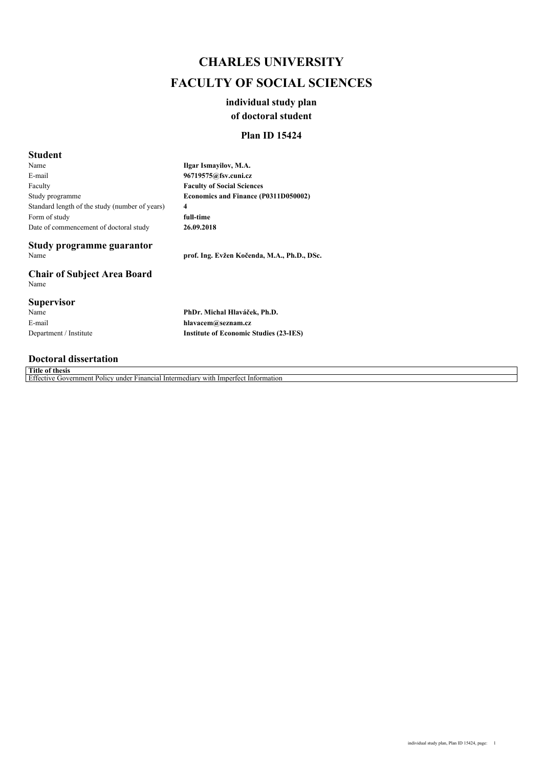# CHARLES UNIVERSITY

# FACULTY OF SOCIAL SCIENCES

### individual study plan
### of doctoral student

### Plan ID 15424

## Student

| | |
|---|---|
| Name | **Ilgar Ismayilov, M.A.** |
| E-mail | **96719575@fsv.cuni.cz** |
| Faculty | **Faculty of Social Sciences** |
| Study programme | **Economics and Finance (P0311D050002)** |
| Standard length of the study (number of years) | **4** |
| Form of study | **full-time** |
| Date of commencement of doctoral study | **26.09.2018** |

## Study programme guarantor

| | |
|---|---|
| Name | **prof. Ing. Evžen Kočenda, M.A., Ph.D., DSc.** |

## Chair of Subject Area Board

Name

## Supervisor

| | |
|---|---|
| Name | **PhDr. Michal Hlaváček, Ph.D.** |
| E-mail | **hlavacem@seznam.cz** |
| Department / Institute | **Institute of Economic Studies (23-IES)** |

## Doctoral dissertation

| **Title of thesis** |
|---|
| Effective Government Policy under Financial Intermediary with Imperfect Information |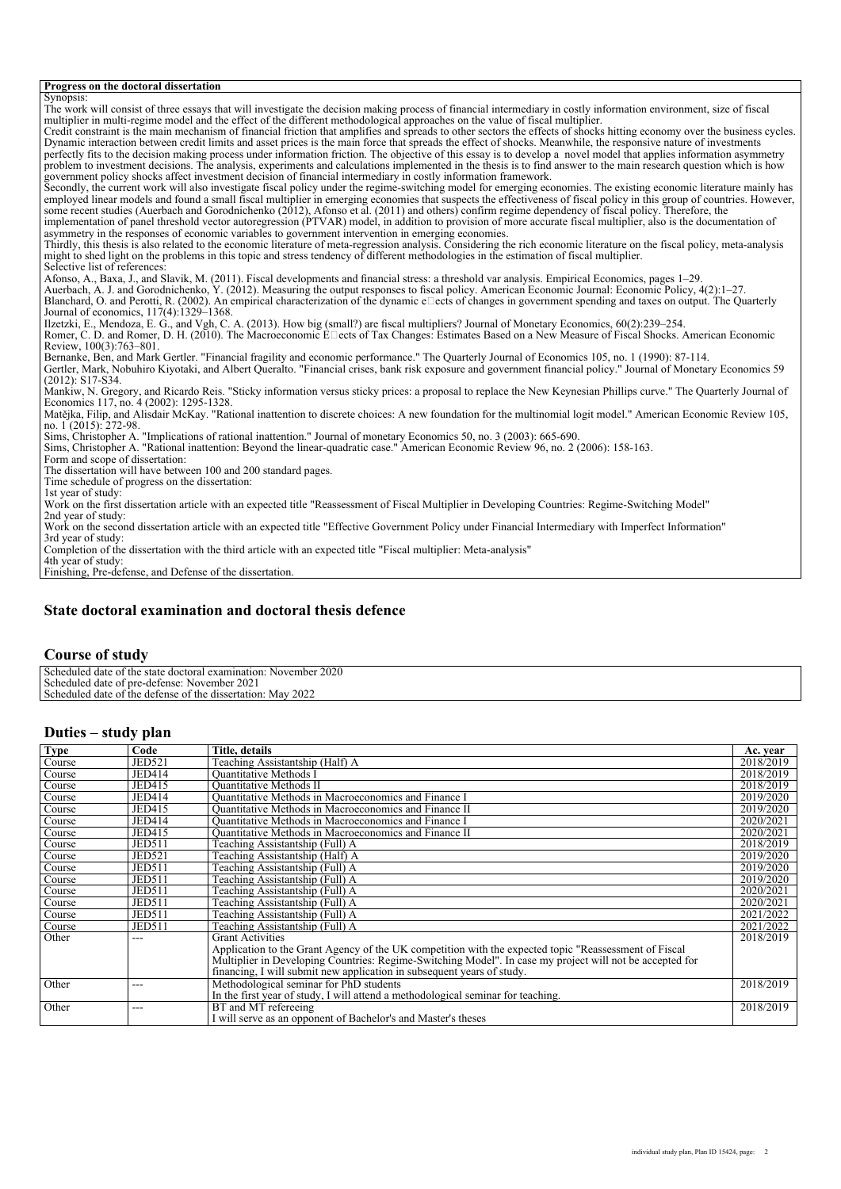**Progress on the doctoral dissertation**

Synopsis:

The work will consist of three essays that will investigate the decision making process of financial intermediary in costly information environment, size of fiscal multiplier in multi-regime model and the effect of the different methodological approaches on the value of fiscal multiplier.

Credit constraint is the main mechanism of financial friction that amplifies and spreads to other sectors the effects of shocks hitting economy over the business cycles. Dynamic interaction between credit limits and asset prices is the main force that spreads the effect of shocks. Meanwhile, the responsive nature of investments perfectly fits to the decision making process under information friction. The objective of this essay is to develop a novel model that applies information asymmetry problem to investment decisions. The analysis, experiments and calculations implemented in the thesis is to find answer to the main research question which is how government policy shocks affect investment decision of financial intermediary in costly information framework.

Secondly, the current work will also investigate fiscal policy under the regime-switching model for emerging economies. The existing economic literature mainly has employed linear models and found a small fiscal multiplier in emerging economies that suspects the effectiveness of fiscal policy in this group of countries. However, some recent studies (Auerbach and Gorodnichenko (2012), Afonso et al. (2011) and others) confirm regime dependency of fiscal policy. Therefore, the implementation of panel threshold vector autoregression (PTVAR) model, in addition to provision of more accurate fiscal multiplier, also is the documentation of asymmetry in the responses of economic variables to government intervention in emerging economies.

Thirdly, this thesis is also related to the economic literature of meta-regression analysis. Considering the rich economic literature on the fiscal policy, meta-analysis might to shed light on the problems in this topic and stress tendency of different methodologies in the estimation of fiscal multiplier.

Selective list of references:

Afonso, A., Baxa, J., and Slavik, M. (2011). Fiscal developments and financial stress: a threshold var analysis. Empirical Economics, pages 1–29.

Auerbach, A. J. and Gorodnichenko, Y. (2012). Measuring the output responses to fiscal policy. American Economic Journal: Economic Policy, 4(2):1–27.

Blanchard, O. and Perotti, R. (2002). An empirical characterization of the dynamic e□ects of changes in government spending and taxes on output. The Quarterly Journal of economics, 117(4):1329–1368.

Ilzetzki, E., Mendoza, E. G., and Vgh, C. A. (2013). How big (small?) are fiscal multipliers? Journal of Monetary Economics, 60(2):239–254.

Romer, C. D. and Romer, D. H. (2010). The Macroeconomic E□ects of Tax Changes: Estimates Based on a New Measure of Fiscal Shocks. American Economic Review, 100(3):763–801.

Bernanke, Ben, and Mark Gertler. "Financial fragility and economic performance." The Quarterly Journal of Economics 105, no. 1 (1990): 87-114.

Gertler, Mark, Nobuhiro Kiyotaki, and Albert Queralto. "Financial crises, bank risk exposure and government financial policy." Journal of Monetary Economics 59 (2012): S17-S34.

Mankiw, N. Gregory, and Ricardo Reis. "Sticky information versus sticky prices: a proposal to replace the New Keynesian Phillips curve." The Quarterly Journal of Economics 117, no. 4 (2002): 1295-1328.

Matějka, Filip, and Alisdair McKay. "Rational inattention to discrete choices: A new foundation for the multinomial logit model." American Economic Review 105, no. 1 (2015): 272-98.

Sims, Christopher A. "Implications of rational inattention." Journal of monetary Economics 50, no. 3 (2003): 665-690.

Sims, Christopher A. "Rational inattention: Beyond the linear-quadratic case." American Economic Review 96, no. 2 (2006): 158-163.

Form and scope of dissertation:

The dissertation will have between 100 and 200 standard pages.

Time schedule of progress on the dissertation:

1st year of study:

Work on the first dissertation article with an expected title "Reassessment of Fiscal Multiplier in Developing Countries: Regime-Switching Model"

2nd year of study:

Work on the second dissertation article with an expected title "Effective Government Policy under Financial Intermediary with Imperfect Information"

3rd year of study:

Completion of the dissertation with the third article with an expected title "Fiscal multiplier: Meta-analysis"

4th year of study:

Finishing, Pre-defense, and Defense of the dissertation.

## State doctoral examination and doctoral thesis defence

## Course of study

Scheduled date of the state doctoral examination: November 2020
Scheduled date of pre-defense: November 2021
Scheduled date of the defense of the dissertation: May 2022

## Duties – study plan

| Type | Code | Title, details | Ac. year |
|---|---|---|---|
| Course | JED521 | Teaching Assistantship (Half) A | 2018/2019 |
| Course | JED414 | Quantitative Methods I | 2018/2019 |
| Course | JED415 | Quantitative Methods II | 2018/2019 |
| Course | JED414 | Quantitative Methods in Macroeconomics and Finance I | 2019/2020 |
| Course | JED415 | Quantitative Methods in Macroeconomics and Finance II | 2019/2020 |
| Course | JED414 | Quantitative Methods in Macroeconomics and Finance I | 2020/2021 |
| Course | JED415 | Quantitative Methods in Macroeconomics and Finance II | 2020/2021 |
| Course | JED511 | Teaching Assistantship (Full) A | 2018/2019 |
| Course | JED521 | Teaching Assistantship (Half) A | 2019/2020 |
| Course | JED511 | Teaching Assistantship (Full) A | 2019/2020 |
| Course | JED511 | Teaching Assistantship (Full) A | 2019/2020 |
| Course | JED511 | Teaching Assistantship (Full) A | 2020/2021 |
| Course | JED511 | Teaching Assistantship (Full) A | 2020/2021 |
| Course | JED511 | Teaching Assistantship (Full) A | 2021/2022 |
| Course | JED511 | Teaching Assistantship (Full) A | 2021/2022 |
| Other | --- | Grant Activities<br>Application to the Grant Agency of the UK competition with the expected topic "Reassessment of Fiscal Multiplier in Developing Countries: Regime-Switching Model". In case my project will not be accepted for financing, I will submit new application in subsequent years of study. | 2018/2019 |
| Other | --- | Methodological seminar for PhD students<br>In the first year of study, I will attend a methodological seminar for teaching. | 2018/2019 |
| Other | --- | BT and MT refereeing<br>I will serve as an opponent of Bachelor's and Master's theses | 2018/2019 |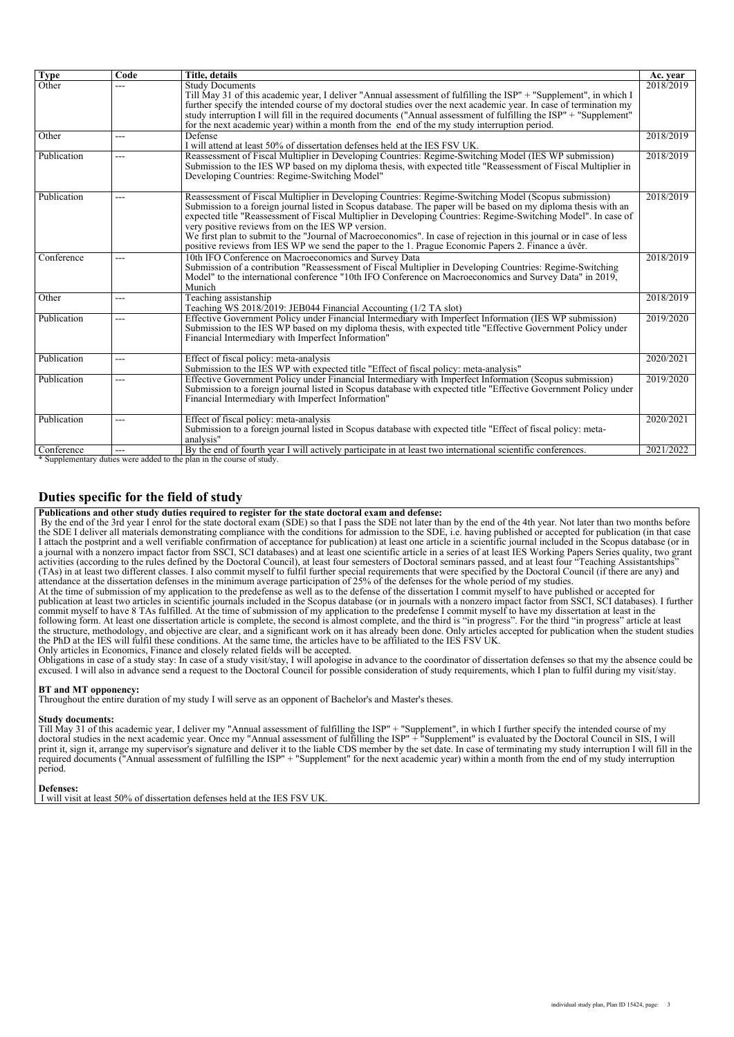| Type | Code | Title, details | Ac. year |
|---|---|---|---|
| Other | --- | Study Documents<br>Till May 31 of this academic year, I deliver "Annual assessment of fulfilling the ISP" + "Supplement", in which I further specify the intended course of my doctoral studies over the next academic year. In case of termination my study interruption I will fill in the required documents ("Annual assessment of fulfilling the ISP" + "Supplement" for the next academic year) within a month from the end of the my study interruption period. | 2018/2019 |
| Other | --- | Defense<br>I will attend at least 50% of dissertation defenses held at the IES FSV UK. | 2018/2019 |
| Publication | --- | Reassessment of Fiscal Multiplier in Developing Countries: Regime-Switching Model (IES WP submission)<br>Submission to the IES WP based on my diploma thesis, with expected title "Reassessment of Fiscal Multiplier in Developing Countries: Regime-Switching Model" | 2018/2019 |
| Publication | --- | Reassessment of Fiscal Multiplier in Developing Countries: Regime-Switching Model (Scopus submission)<br>Submission to a foreign journal listed in Scopus database. The paper will be based on my diploma thesis with an expected title "Reassessment of Fiscal Multiplier in Developing Countries: Regime-Switching Model". In case of very positive reviews from on the IES WP version.<br>We first plan to submit to the "Journal of Macroeconomics". In case of rejection in this journal or in case of less positive reviews from IES WP we send the paper to the 1. Prague Economic Papers 2. Finance a úvěr. | 2018/2019 |
| Conference | --- | 10th IFO Conference on Macroeconomics and Survey Data<br>Submission of a contribution "Reassessment of Fiscal Multiplier in Developing Countries: Regime-Switching Model" to the international conference "10th IFO Conference on Macroeconomics and Survey Data" in 2019, Munich | 2018/2019 |
| Other | --- | Teaching assistanship<br>Teaching WS 2018/2019: JEB044 Financial Accounting (1/2 TA slot) | 2018/2019 |
| Publication | --- | Effective Government Policy under Financial Intermediary with Imperfect Information (IES WP submission)<br>Submission to the IES WP based on my diploma thesis, with expected title "Effective Government Policy under Financial Intermediary with Imperfect Information" | 2019/2020 |
| Publication | --- | Effect of fiscal policy: meta-analysis<br>Submission to the IES WP with expected title "Effect of fiscal policy: meta-analysis" | 2020/2021 |
| Publication | --- | Effective Government Policy under Financial Intermediary with Imperfect Information (Scopus submission)<br>Submission to a foreign journal listed in Scopus database with expected title "Effective Government Policy under Financial Intermediary with Imperfect Information" | 2019/2020 |
| Publication | --- | Effect of fiscal policy: meta-analysis<br>Submission to a foreign journal listed in Scopus database with expected title "Effect of fiscal policy: meta-analysis" | 2020/2021 |
| Conference | --- | By the end of fourth year I will actively participate in at least two international scientific conferences. | 2021/2022 |

* Supplementary duties were added to the plan in the course of study.

## Duties specific for the field of study

**Publications and other study duties required to register for the state doctoral exam and defense:**

By the end of the 3rd year I enrol for the state doctoral exam (SDE) so that I pass the SDE not later than by the end of the 4th year. Not later than two months before the SDE I deliver all materials demonstrating compliance with the conditions for admission to the SDE, i.e. having published or accepted for publication (in that case I attach the postprint and a well verifiable confirmation of acceptance for publication) at least one article in a scientific journal included in the Scopus database (or in a journal with a nonzero impact factor from SSCI, SCI databases) and at least one scientific article in a series of at least IES Working Papers Series quality, two grant activities (according to the rules defined by the Doctoral Council), at least four semesters of Doctoral seminars passed, and at least four "Teaching Assistantships" (TAs) in at least two different classes. I also commit myself to fulfil further special requirements that were specified by the Doctoral Council (if there are any) and attendance at the dissertation defenses in the minimum average participation of 25% of the defenses for the whole period of my studies.

At the time of submission of my application to the predefense as well as to the defense of the dissertation I commit myself to have published or accepted for publication at least two articles in scientific journals included in the Scopus database (or in journals with a nonzero impact factor from SSCI, SCI databases). I further commit myself to have 8 TAs fulfilled. At the time of submission of my application to the predefense I commit myself to have my dissertation at least in the following form. At least one dissertation article is complete, the second is almost complete, and the third is "in progress". For the third "in progress" article at least the structure, methodology, and objective are clear, and a significant work on it has already been done. Only articles accepted for publication when the student studies the PhD at the IES will fulfil these conditions. At the same time, the articles have to be affiliated to the IES FSV UK.

Only articles in Economics, Finance and closely related fields will be accepted.

Obligations in case of a study stay: In case of a study visit/stay, I will apologise in advance to the coordinator of dissertation defenses so that my the absence could be excused. I will also in advance send a request to the Doctoral Council for possible consideration of study requirements, which I plan to fulfil during my visit/stay.

**BT and MT opponency:**

Throughout the entire duration of my study I will serve as an opponent of Bachelor's and Master's theses.

**Study documents:**

Till May 31 of this academic year, I deliver my "Annual assessment of fulfilling the ISP" + "Supplement", in which I further specify the intended course of my doctoral studies in the next academic year. Once my "Annual assessment of fulfilling the ISP" + "Supplement" is evaluated by the Doctoral Council in SIS, I will print it, sign it, arrange my supervisor's signature and deliver it to the liable CDS member by the set date. In case of terminating my study interruption I will fill in the required documents ("Annual assessment of fulfilling the ISP" + "Supplement" for the next academic year) within a month from the end of my study interruption period.

**Defenses:**

I will visit at least 50% of dissertation defenses held at the IES FSV UK.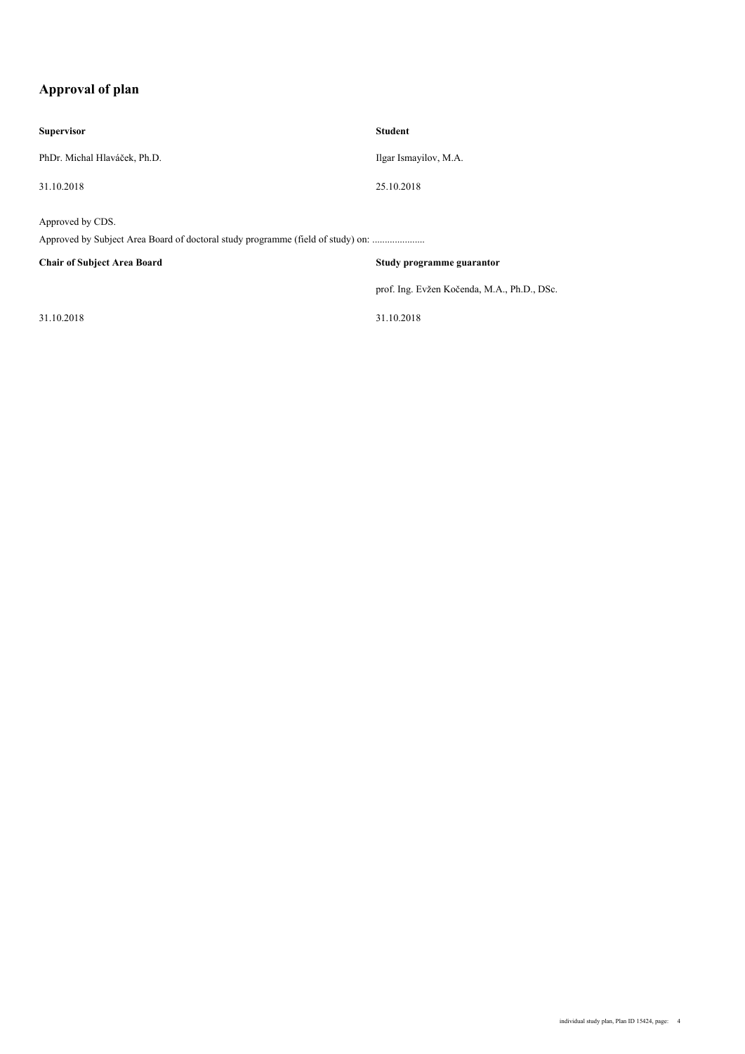## Approval of plan

| | |
|---|---|
| **Supervisor** | **Student** |
| PhDr. Michal Hlaváček, Ph.D. | Ilgar Ismayilov, M.A. |
| 31.10.2018 | 25.10.2018 |

Approved by CDS.

Approved by Subject Area Board of doctoral study programme (field of study) on: .....................

| | |
|---|---|
| **Chair of Subject Area Board** | **Study programme guarantor** |
| | prof. Ing. Evžen Kočenda, M.A., Ph.D., DSc. |
| 31.10.2018 | 31.10.2018 |